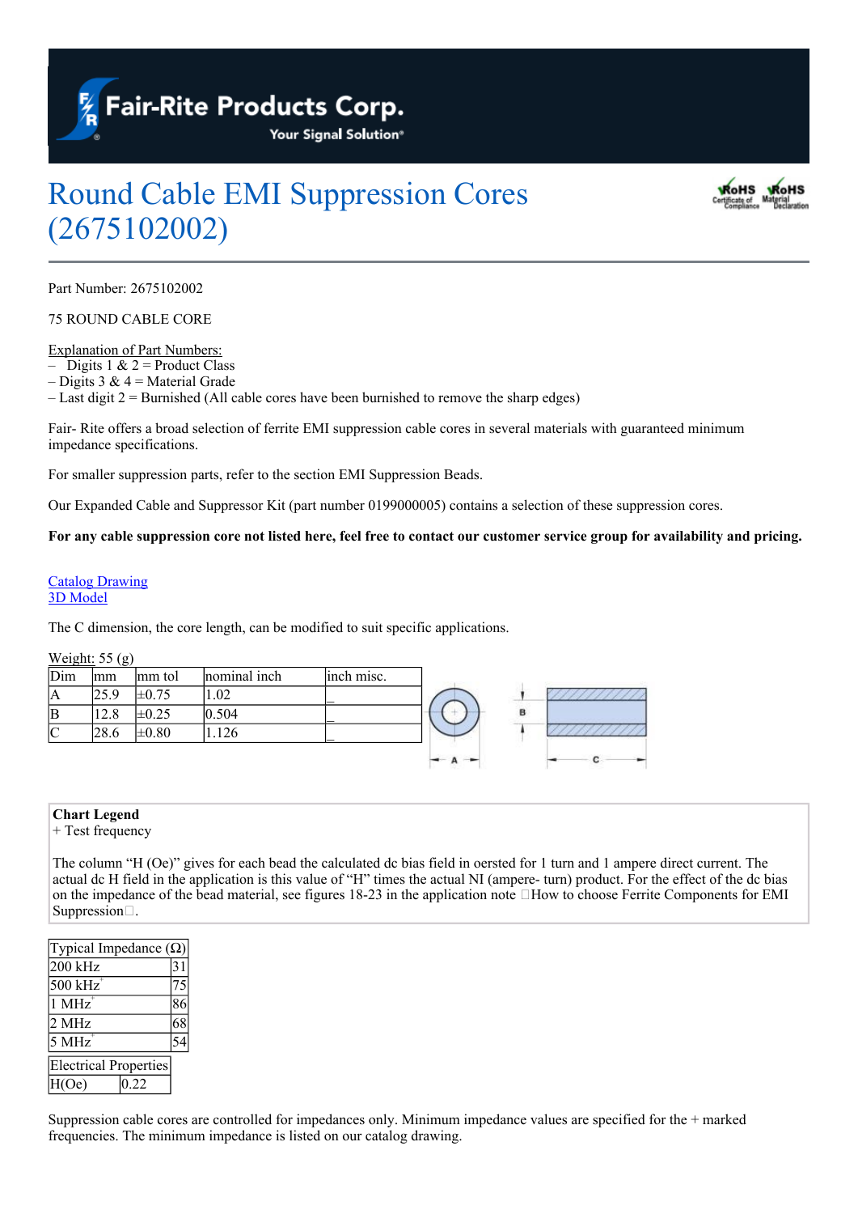# Round Cable EMI Suppression Cores (2675102002)

Part Number: 2675102002

75 ROUND CABLE CORE

Explanation of Part Numbers:
– Digits 1 & 2 = Product Class
– Digits 3 & 4 = Material Grade
– Last digit 2 = Burnished (All cable cores have been burnished to remove the sharp edges)

Fair- Rite offers a broad selection of ferrite EMI suppression cable cores in several materials with guaranteed minimum impedance specifications.

For smaller suppression parts, refer to the section EMI Suppression Beads.

Our Expanded Cable and Suppressor Kit (part number 0199000005) contains a selection of these suppression cores.

**For any cable suppression core not listed here, feel free to contact our customer service group for availability and pricing.**

Catalog Drawing
3D Model

The C dimension, the core length, can be modified to suit specific applications.

Weight: 55 (g)

| Dim | mm | mm tol | nominal inch | inch misc. |
|---|---|---|---|---|
| A | 25.9 | ±0.75 | 1.02 | _ |
| B | 12.8 | ±0.25 | 0.504 | _ |
| C | 28.6 | ±0.80 | 1.126 | _ |

**Chart Legend**
+ Test frequency

The column "H (Oe)" gives for each bead the calculated dc bias field in oersted for 1 turn and 1 ampere direct current. The actual dc H field in the application is this value of "H" times the actual NI (ampere- turn) product. For the effect of the dc bias on the impedance of the bead material, see figures 18-23 in the application note How to choose Ferrite Components for EMI Suppression.

| Typical Impedance (Ω) | |
|---|---|
| 200 kHz | 31 |
| 500 kHz+ | 75 |
| 1 MHz+ | 86 |
| 2 MHz | 68 |
| 5 MHz+ | 54 |

| Electrical Properties | |
|---|---|
| H(Oe) | 0.22 |

Suppression cable cores are controlled for impedances only. Minimum impedance values are specified for the + marked frequencies. The minimum impedance is listed on our catalog drawing.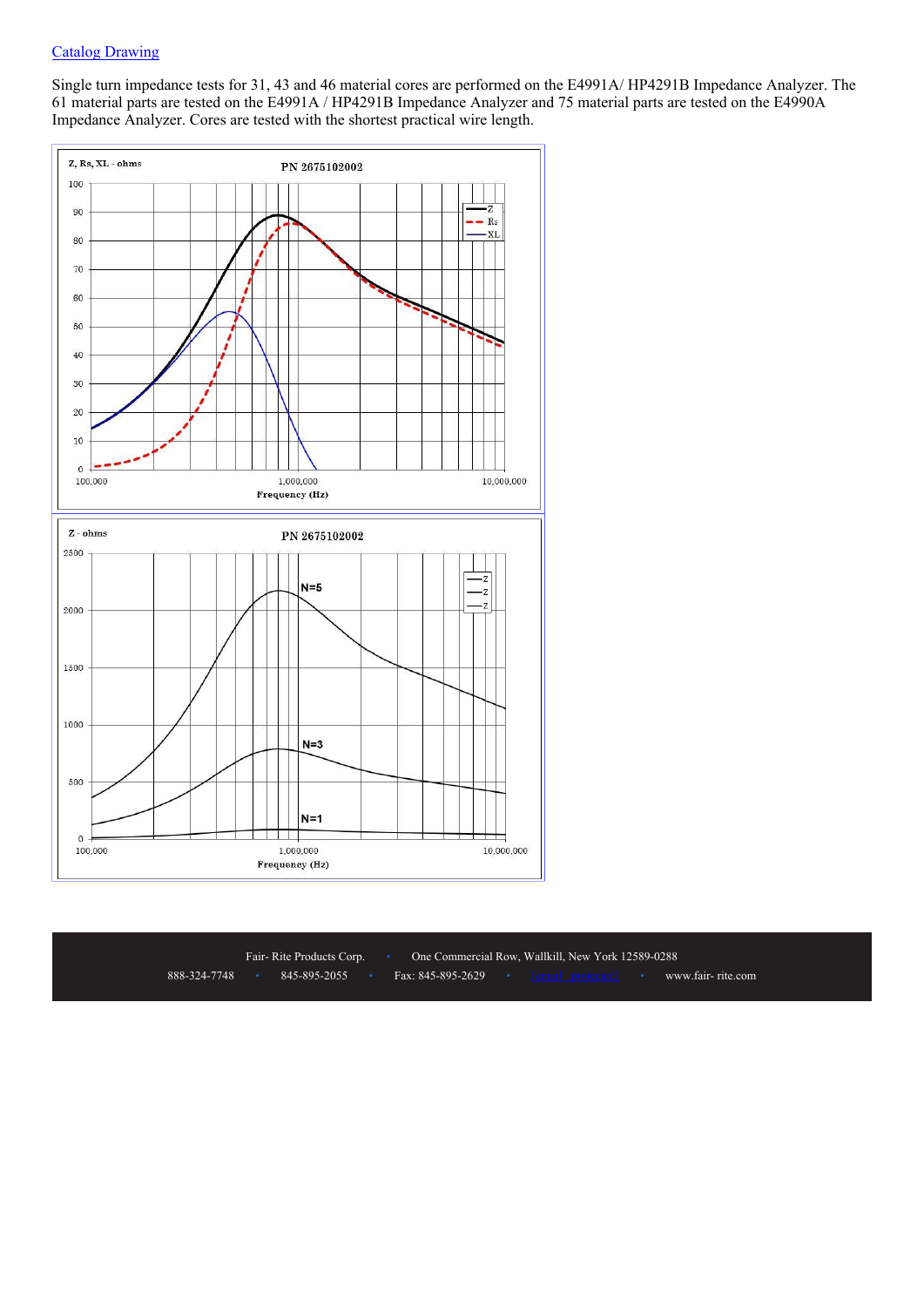Catalog Drawing

Single turn impedance tests for 31, 43 and 46 material cores are performed on the E4991A/ HP4291B Impedance Analyzer. The 61 material parts are tested on the E4991A / HP4291B Impedance Analyzer and 75 material parts are tested on the E4990A Impedance Analyzer. Cores are tested with the shortest practical wire length.

Z, Rs, XL - ohms

PN 2675102002

100
90
80
70
60
50
40
30
20
10
0

Z
Rs
XL

100,000
1,000,000
10,000,000

Frequency (Hz)

Z - ohms

PN 2675102002

2500
2000
1500
1000
500
0

N=5
N=3
N=1

Z
Z
Z

100,000
1,000,000
10,000,000

Frequency (Hz)

Fair- Rite Products Corp. • One Commercial Row, Wallkill, New York 12589-0288

888-324-7748 • 845-895-2055 • Fax: 845-895-2629 • • www.fair- rite.com